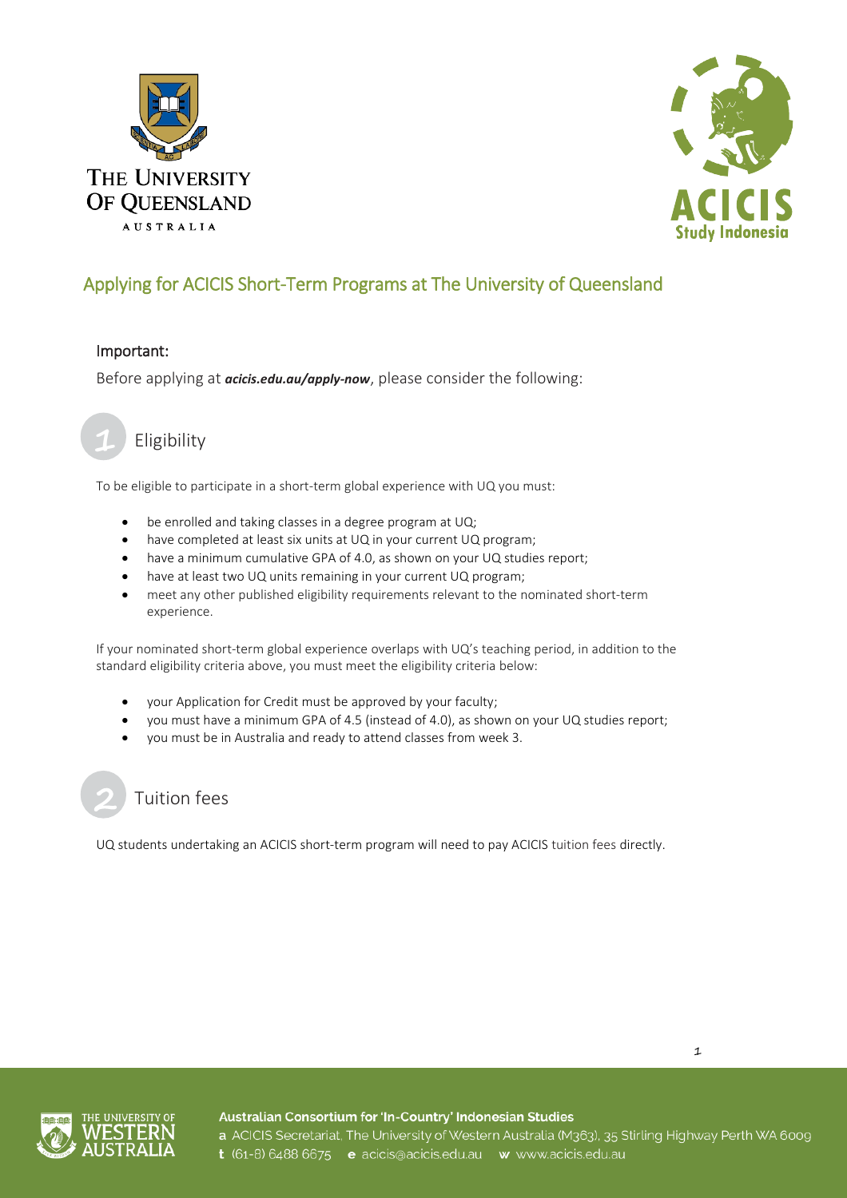# Applying for ACICIS Short-Term Programs at The University of Queensland

### Important:

Before applying at ***acicis.edu.au/apply-now***, please consider the following:

## 1 Eligibility

To be eligible to participate in a short-term global experience with UQ you must:

- be enrolled and taking classes in a degree program at UQ;
- have completed at least six units at UQ in your current UQ program;
- have a minimum cumulative GPA of 4.0, as shown on your UQ studies report;
- have at least two UQ units remaining in your current UQ program;
- meet any other published eligibility requirements relevant to the nominated short-term experience.

If your nominated short-term global experience overlaps with UQ's teaching period, in addition to the standard eligibility criteria above, you must meet the eligibility criteria below:

- your Application for Credit must be approved by your faculty;
- you must have a minimum GPA of 4.5 (instead of 4.0), as shown on your UQ studies report;
- you must be in Australia and ready to attend classes from week 3.

## 2 Tuition fees

UQ students undertaking an ACICIS short-term program will need to pay ACICIS tuition fees directly.

**Australian Consortium for 'In-Country' Indonesian Studies**

**a** ACICIS Secretariat, The University of Western Australia (M363), 35 Stirling Highway Perth WA 6009
**t** (61-8) 6488 6675 **e** acicis@acicis.edu.au **w** www.acicis.edu.au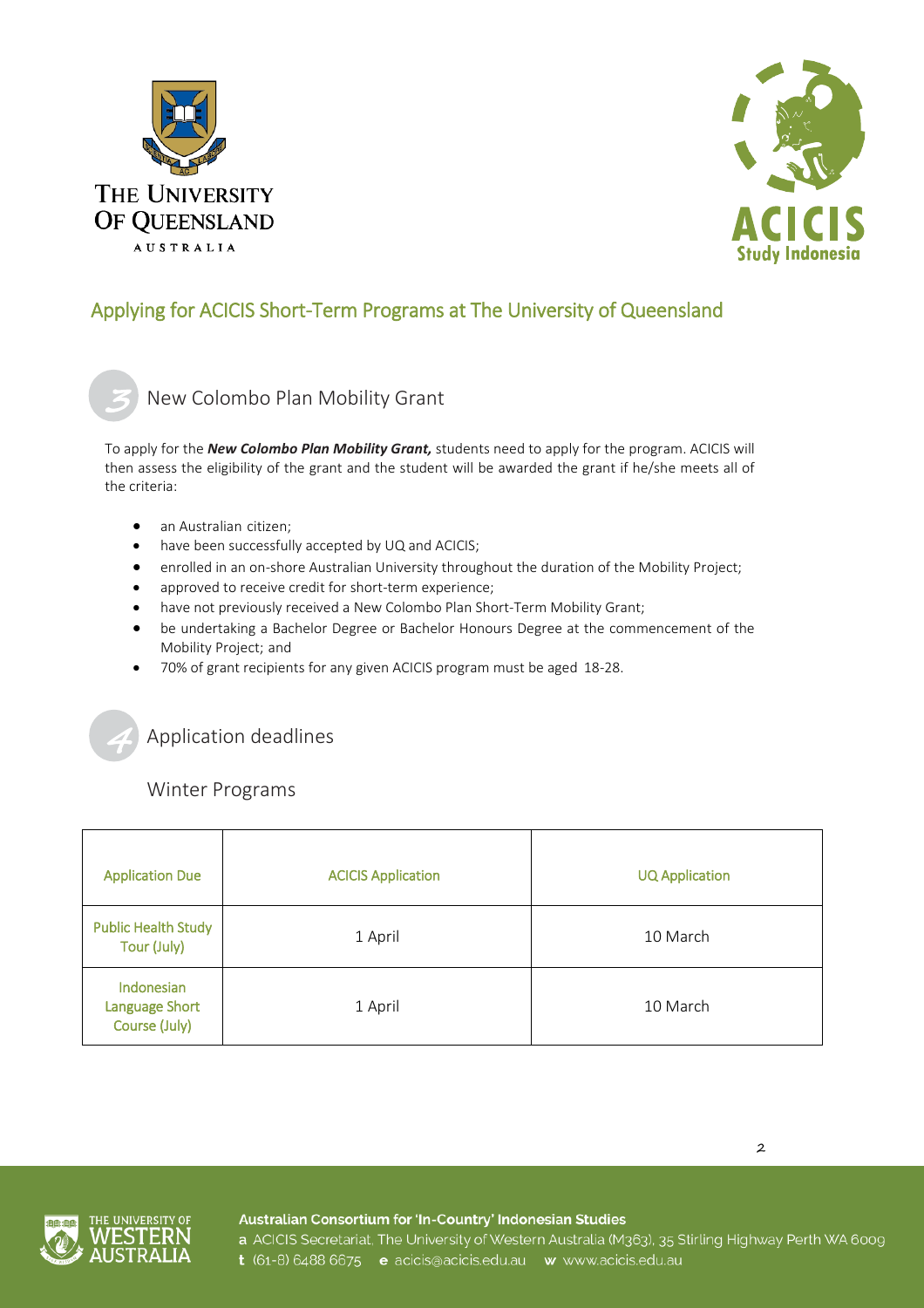## Applying for ACICIS Short-Term Programs at The University of Queensland

### 3 New Colombo Plan Mobility Grant

To apply for the ***New Colombo Plan Mobility Grant,*** students need to apply for the program. ACICIS will then assess the eligibility of the grant and the student will be awarded the grant if he/she meets all of the criteria:

- an Australian citizen;
- have been successfully accepted by UQ and ACICIS;
- enrolled in an on-shore Australian University throughout the duration of the Mobility Project;
- approved to receive credit for short-term experience;
- have not previously received a New Colombo Plan Short-Term Mobility Grant;
- be undertaking a Bachelor Degree or Bachelor Honours Degree at the commencement of the Mobility Project; and
- 70% of grant recipients for any given ACICIS program must be aged 18-28.

### 4 Application deadlines

#### Winter Programs

| Application Due | ACICIS Application | UQ Application |
|---|---|---|
| Public Health Study Tour (July) | 1 April | 10 March |
| Indonesian Language Short Course (July) | 1 April | 10 March |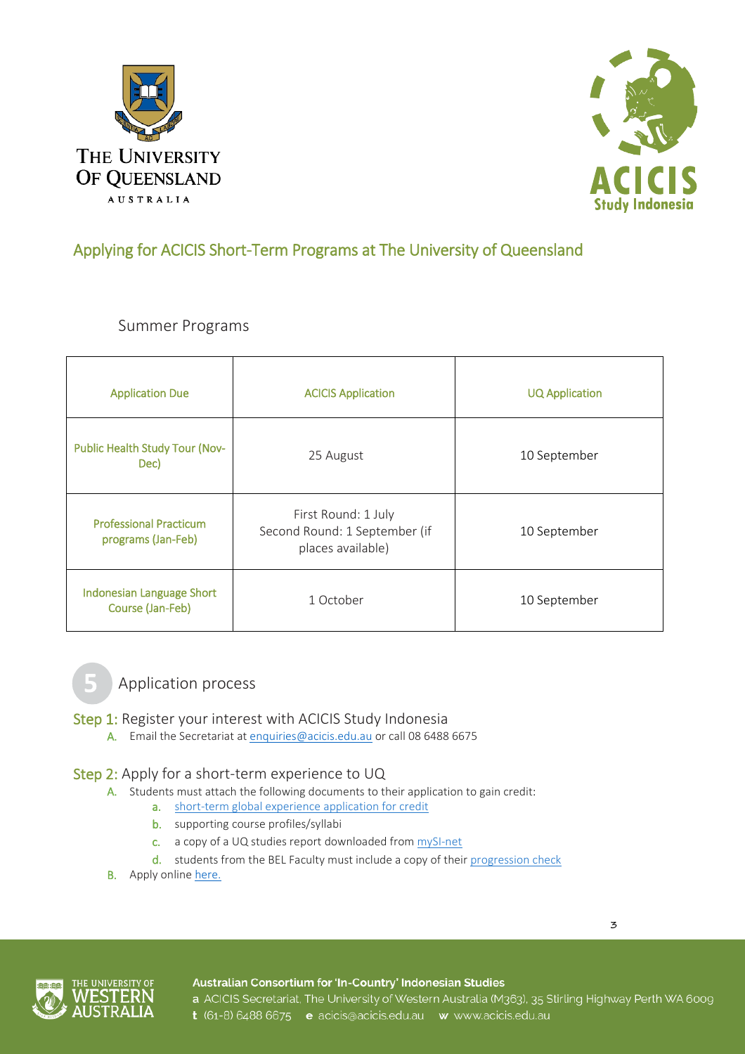## Applying for ACICIS Short-Term Programs at The University of Queensland

### Summer Programs

| Application Due | ACICIS Application | UQ Application |
|---|---|---|
| Public Health Study Tour (Nov-Dec) | 25 August | 10 September |
| Professional Practicum programs (Jan-Feb) | First Round: 1 July<br>Second Round: 1 September (if places available) | 10 September |
| Indonesian Language Short Course (Jan-Feb) | 1 October | 10 September |

### 5 Application process

**Step 1:** Register your interest with ACICIS Study Indonesia

A. Email the Secretariat at enquiries@acicis.edu.au or call 08 6488 6675

**Step 2:** Apply for a short-term experience to UQ

A. Students must attach the following documents to their application to gain credit:
   a. short-term global experience application for credit
   b. supporting course profiles/syllabi
   c. a copy of a UQ studies report downloaded from mySI-net
   d. students from the BEL Faculty must include a copy of their progression check

B. Apply online here.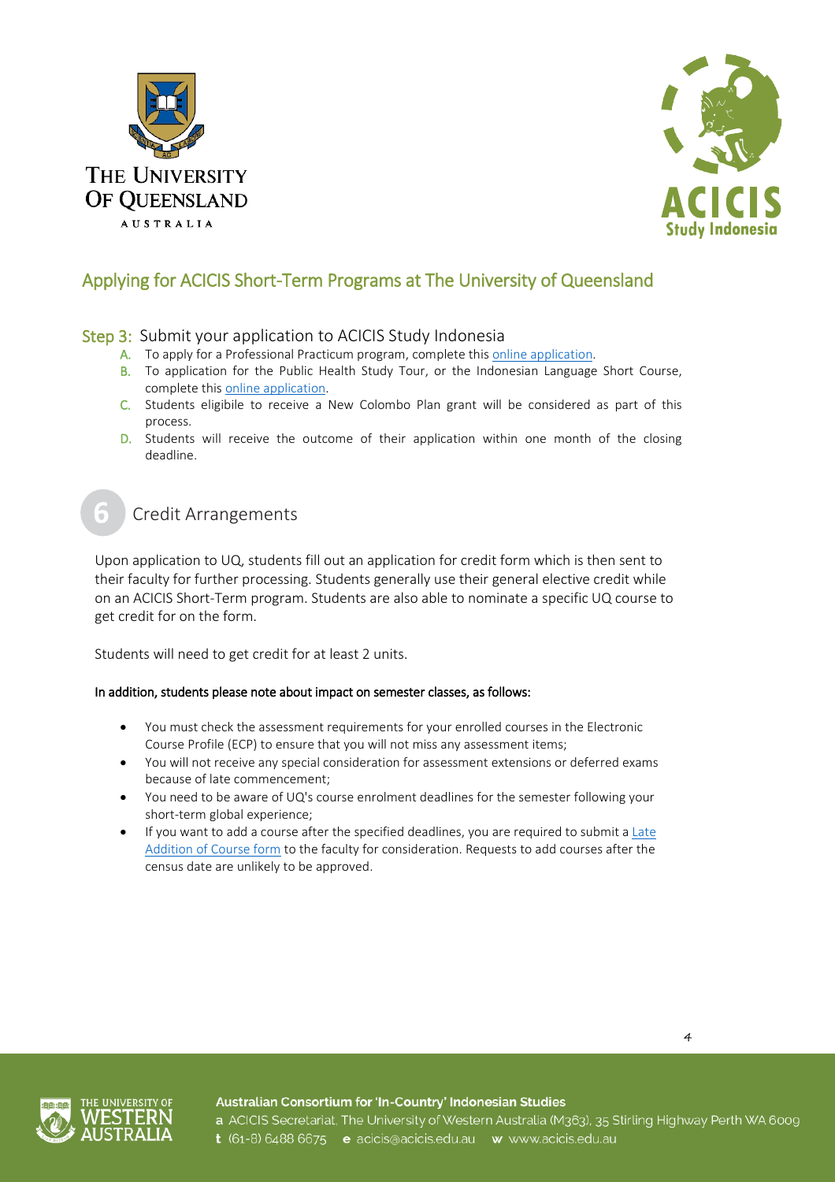## Applying for ACICIS Short-Term Programs at The University of Queensland

### Step 3: Submit your application to ACICIS Study Indonesia

A. To apply for a Professional Practicum program, complete this online application.
B. To application for the Public Health Study Tour, or the Indonesian Language Short Course, complete this online application.
C. Students eligibile to receive a New Colombo Plan grant will be considered as part of this process.
D. Students will receive the outcome of their application within one month of the closing deadline.

## 6 Credit Arrangements

Upon application to UQ, students fill out an application for credit form which is then sent to their faculty for further processing. Students generally use their general elective credit while on an ACICIS Short-Term program. Students are also able to nominate a specific UQ course to get credit for on the form.

Students will need to get credit for at least 2 units.

**In addition, students please note about impact on semester classes, as follows:**

- You must check the assessment requirements for your enrolled courses in the Electronic Course Profile (ECP) to ensure that you will not miss any assessment items;
- You will not receive any special consideration for assessment extensions or deferred exams because of late commencement;
- You need to be aware of UQ's course enrolment deadlines for the semester following your short-term global experience;
- If you want to add a course after the specified deadlines, you are required to submit a Late Addition of Course form to the faculty for consideration. Requests to add courses after the census date are unlikely to be approved.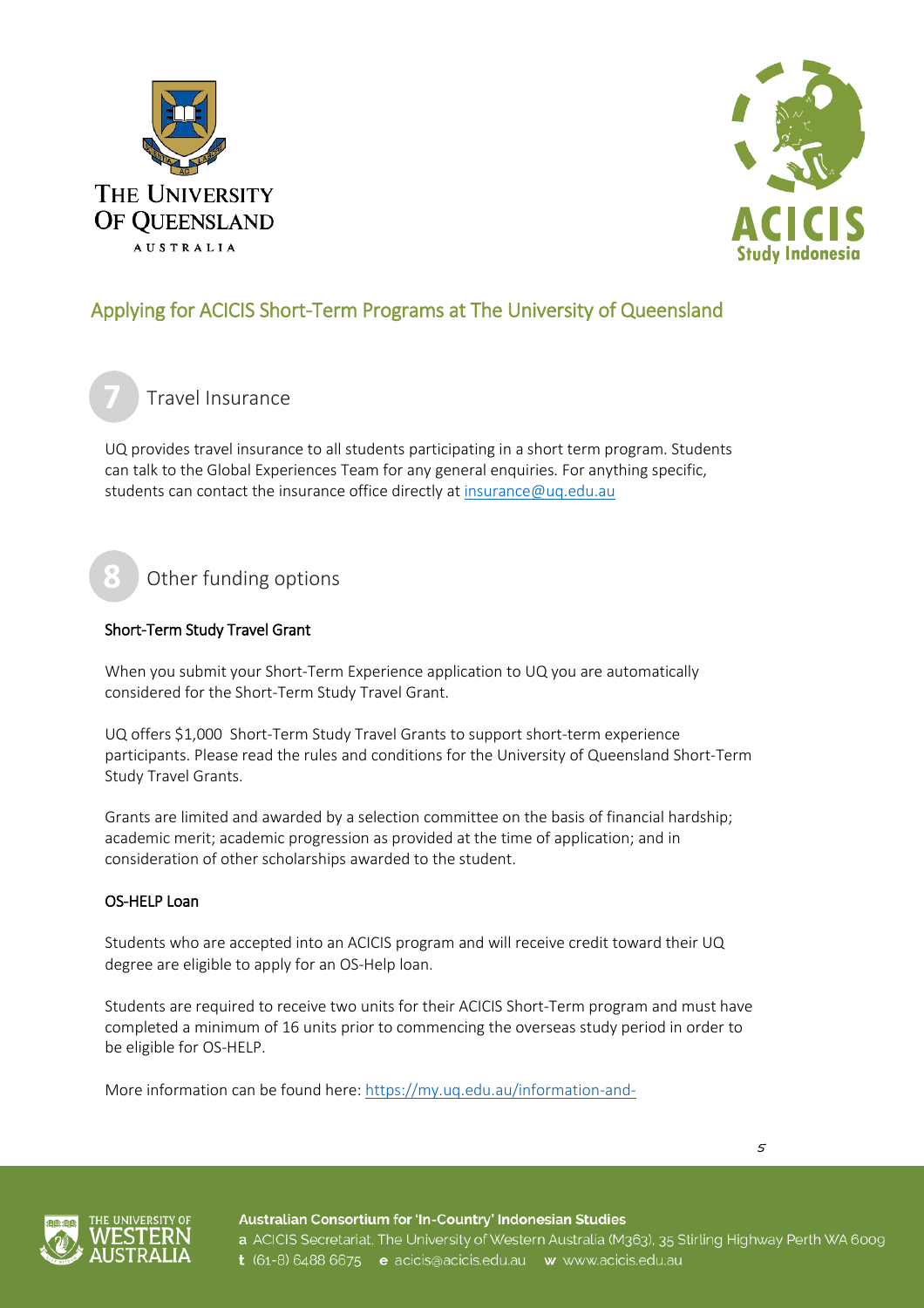# Applying for ACICIS Short-Term Programs at The University of Queensland

## 7 Travel Insurance

UQ provides travel insurance to all students participating in a short term program. Students can talk to the Global Experiences Team for any general enquiries. For anything specific, students can contact the insurance office directly at insurance@uq.edu.au

## 8 Other funding options

### Short-Term Study Travel Grant

When you submit your Short-Term Experience application to UQ you are automatically considered for the Short-Term Study Travel Grant.

UQ offers $1,000 Short-Term Study Travel Grants to support short-term experience participants. Please read the rules and conditions for the University of Queensland Short-Term Study Travel Grants.

Grants are limited and awarded by a selection committee on the basis of financial hardship; academic merit; academic progression as provided at the time of application; and in consideration of other scholarships awarded to the student.

### OS-HELP Loan

Students who are accepted into an ACICIS program and will receive credit toward their UQ degree are eligible to apply for an OS-Help loan.

Students are required to receive two units for their ACICIS Short-Term program and must have completed a minimum of 16 units prior to commencing the overseas study period in order to be eligible for OS-HELP.

More information can be found here: https://my.uq.edu.au/information-and-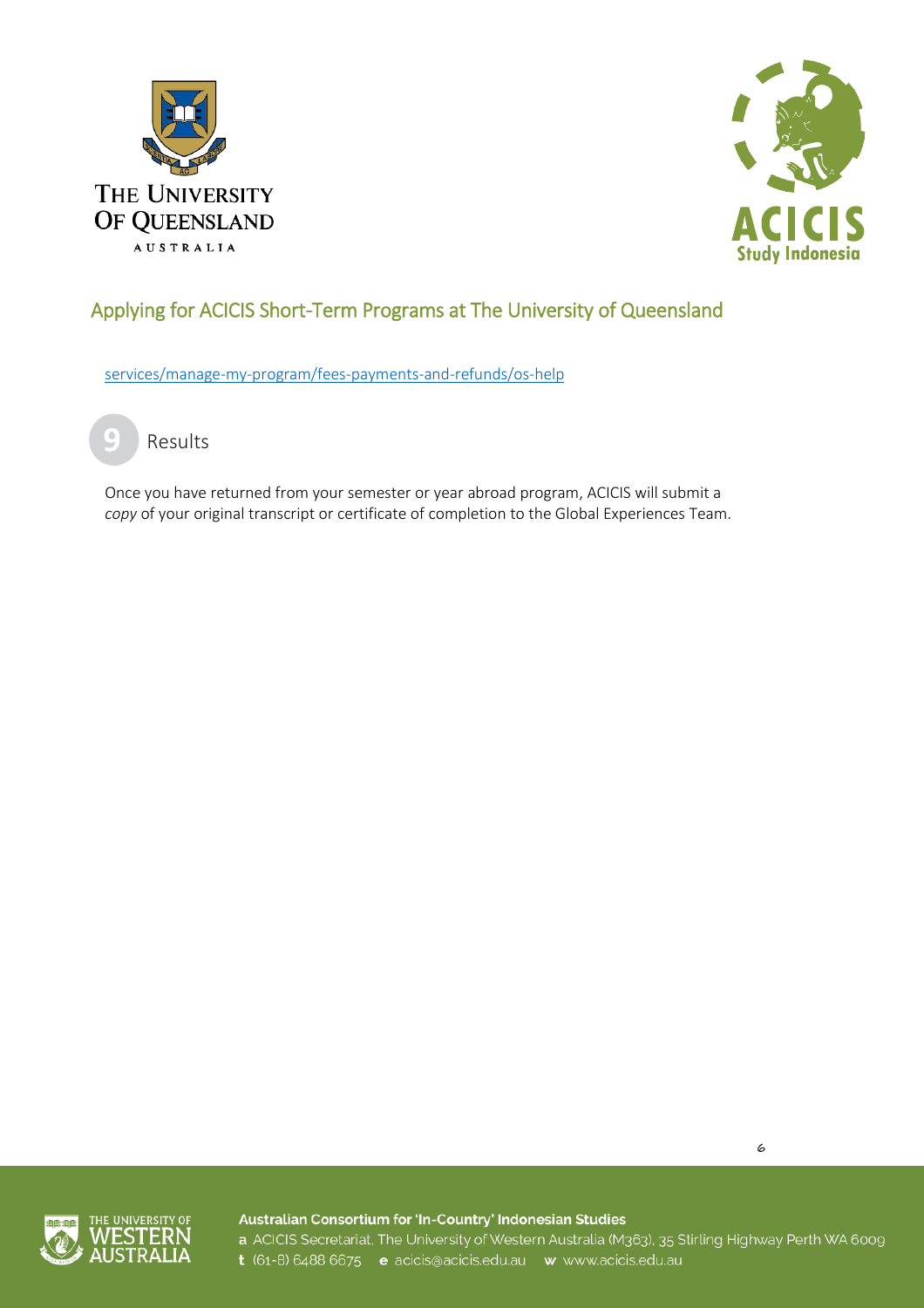services/manage-my-program/fees-payments-and-refunds/os-help

## 9 Results

Once you have returned from your semester or year abroad program, ACICIS will submit a *copy* of your original transcript or certificate of completion to the Global Experiences Team.